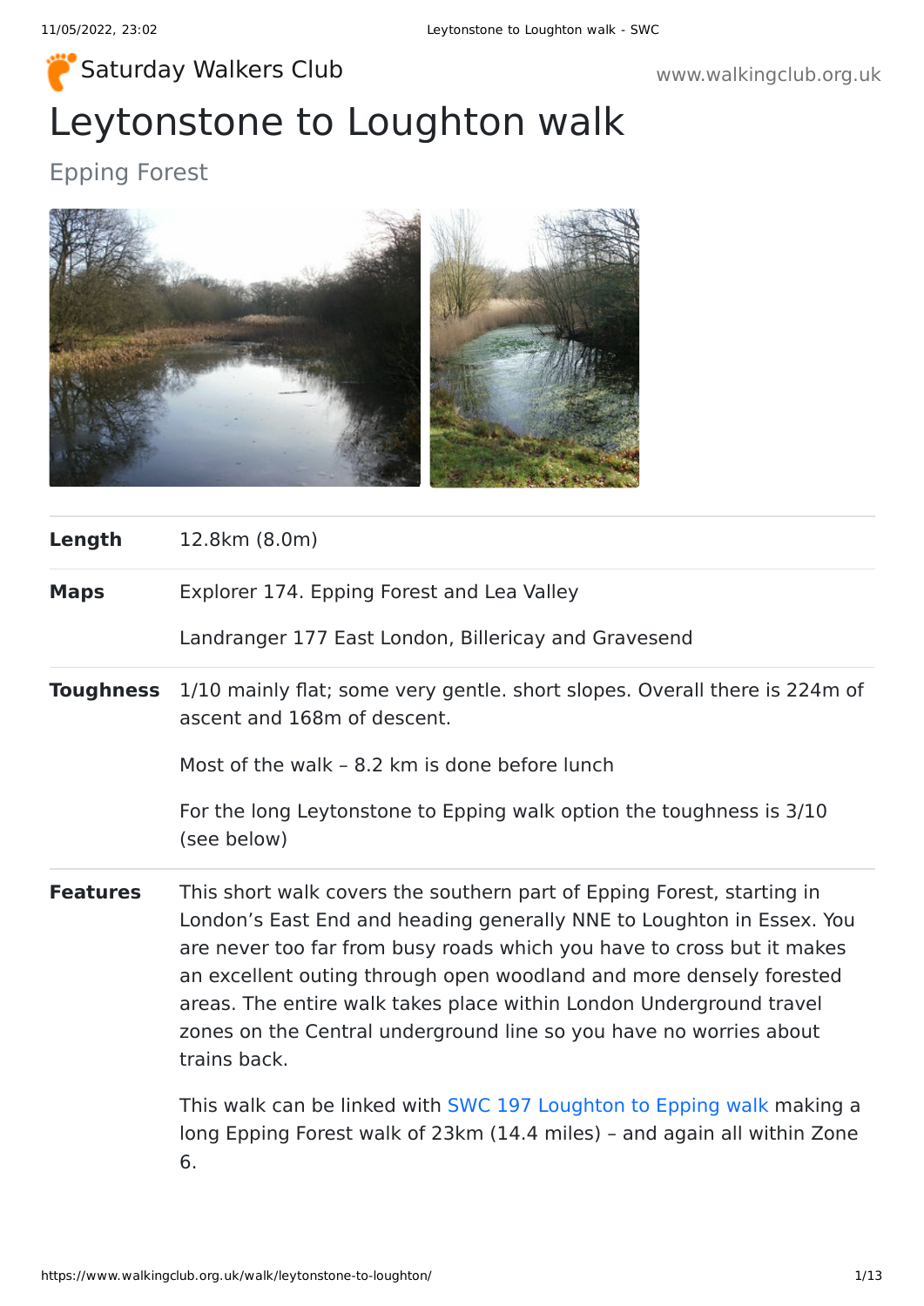Saturday Walkers Club

www.walkingclub.org.uk

# Leytonstone to Loughton walk

## Epping Forest

| | |
|---|---|
| **Length** | 12.8km (8.0m) |
| **Maps** | Explorer 174. Epping Forest and Lea Valley<br><br>Landranger 177 East London, Billericay and Gravesend |
| **Toughness** | 1/10 mainly flat; some very gentle. short slopes. Overall there is 224m of ascent and 168m of descent.<br><br>Most of the walk – 8.2 km is done before lunch<br><br>For the long Leytonstone to Epping walk option the toughness is 3/10 (see below) |
| **Features** | This short walk covers the southern part of Epping Forest, starting in London's East End and heading generally NNE to Loughton in Essex. You are never too far from busy roads which you have to cross but it makes an excellent outing through open woodland and more densely forested areas. The entire walk takes place within London Underground travel zones on the Central underground line so you have no worries about trains back.<br><br>This walk can be linked with SWC 197 Loughton to Epping walk making a long Epping Forest walk of 23km (14.4 miles) – and again all within Zone 6. |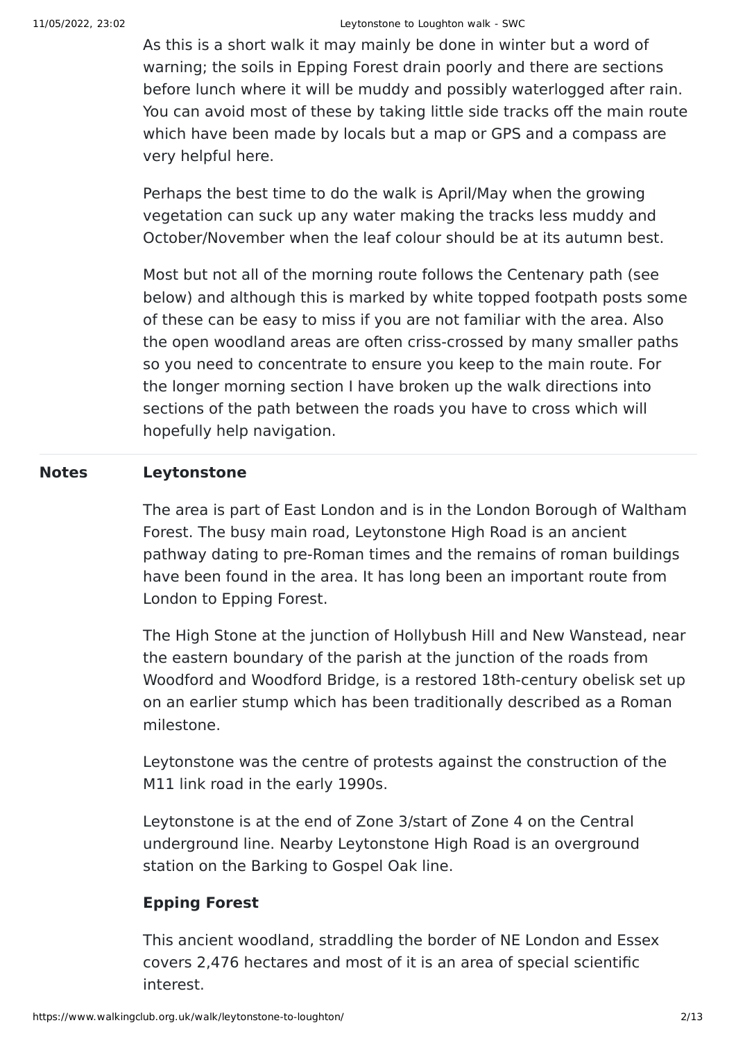As this is a short walk it may mainly be done in winter but a word of warning; the soils in Epping Forest drain poorly and there are sections before lunch where it will be muddy and possibly waterlogged after rain. You can avoid most of these by taking little side tracks off the main route which have been made by locals but a map or GPS and a compass are very helpful here.

Perhaps the best time to do the walk is April/May when the growing vegetation can suck up any water making the tracks less muddy and October/November when the leaf colour should be at its autumn best.

Most but not all of the morning route follows the Centenary path (see below) and although this is marked by white topped footpath posts some of these can be easy to miss if you are not familiar with the area. Also the open woodland areas are often criss-crossed by many smaller paths so you need to concentrate to ensure you keep to the main route. For the longer morning section I have broken up the walk directions into sections of the path between the roads you have to cross which will hopefully help navigation.

**Notes**

**Leytonstone**

The area is part of East London and is in the London Borough of Waltham Forest. The busy main road, Leytonstone High Road is an ancient pathway dating to pre-Roman times and the remains of roman buildings have been found in the area. It has long been an important route from London to Epping Forest.

The High Stone at the junction of Hollybush Hill and New Wanstead, near the eastern boundary of the parish at the junction of the roads from Woodford and Woodford Bridge, is a restored 18th-century obelisk set up on an earlier stump which has been traditionally described as a Roman milestone.

Leytonstone was the centre of protests against the construction of the M11 link road in the early 1990s.

Leytonstone is at the end of Zone 3/start of Zone 4 on the Central underground line. Nearby Leytonstone High Road is an overground station on the Barking to Gospel Oak line.

**Epping Forest**

This ancient woodland, straddling the border of NE London and Essex covers 2,476 hectares and most of it is an area of special scientific interest.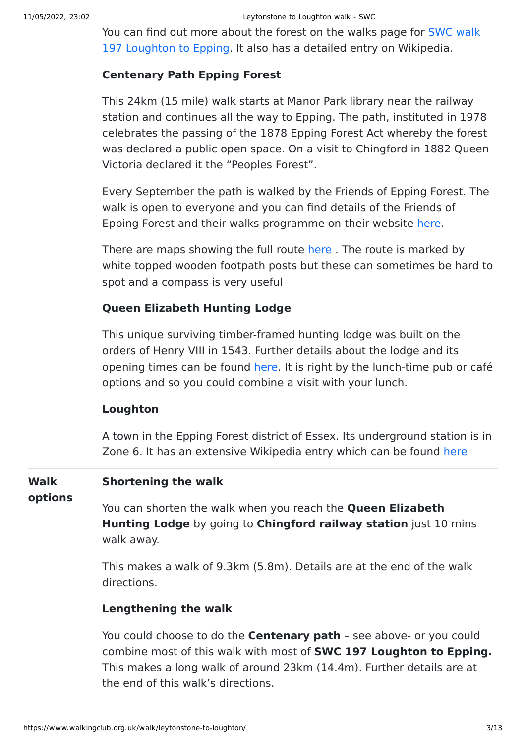You can find out more about the forest on the walks page for SWC walk 197 Loughton to Epping. It also has a detailed entry on Wikipedia.

**Centenary Path Epping Forest**

This 24km (15 mile) walk starts at Manor Park library near the railway station and continues all the way to Epping. The path, instituted in 1978 celebrates the passing of the 1878 Epping Forest Act whereby the forest was declared a public open space. On a visit to Chingford in 1882 Queen Victoria declared it the "Peoples Forest".

Every September the path is walked by the Friends of Epping Forest. The walk is open to everyone and you can find details of the Friends of Epping Forest and their walks programme on their website here.

There are maps showing the full route here . The route is marked by white topped wooden footpath posts but these can sometimes be hard to spot and a compass is very useful

**Queen Elizabeth Hunting Lodge**

This unique surviving timber-framed hunting lodge was built on the orders of Henry VIII in 1543. Further details about the lodge and its opening times can be found here. It is right by the lunch-time pub or café options and so you could combine a visit with your lunch.

**Loughton**

A town in the Epping Forest district of Essex. Its underground station is in Zone 6. It has an extensive Wikipedia entry which can be found here

**Walk options**

**Shortening the walk**

You can shorten the walk when you reach the **Queen Elizabeth Hunting Lodge** by going to **Chingford railway station** just 10 mins walk away.

This makes a walk of 9.3km (5.8m). Details are at the end of the walk directions.

**Lengthening the walk**

You could choose to do the **Centenary path** – see above- or you could combine most of this walk with most of **SWC 197 Loughton to Epping.** This makes a long walk of around 23km (14.4m). Further details are at the end of this walk's directions.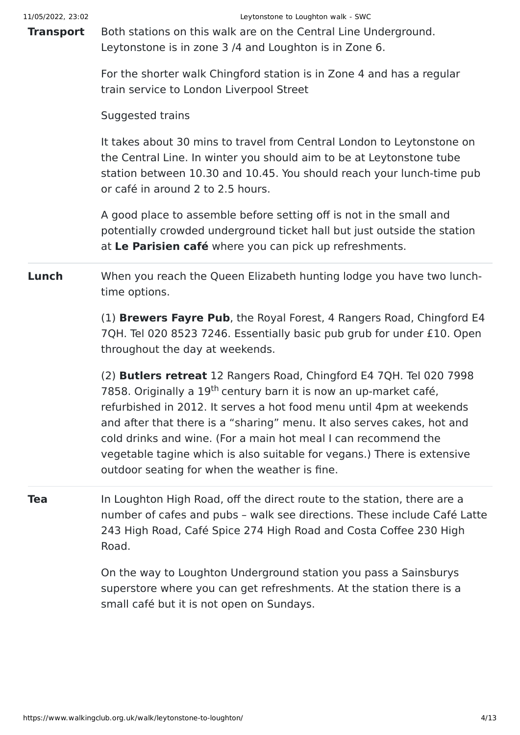**Transport**

Both stations on this walk are on the Central Line Underground. Leytonstone is in zone 3 /4 and Loughton is in Zone 6.

For the shorter walk Chingford station is in Zone 4 and has a regular train service to London Liverpool Street

Suggested trains

It takes about 30 mins to travel from Central London to Leytonstone on the Central Line. In winter you should aim to be at Leytonstone tube station between 10.30 and 10.45. You should reach your lunch-time pub or café in around 2 to 2.5 hours.

A good place to assemble before setting off is not in the small and potentially crowded underground ticket hall but just outside the station at **Le Parisien café** where you can pick up refreshments.

**Lunch**

When you reach the Queen Elizabeth hunting lodge you have two lunch-time options.

(1) **Brewers Fayre Pub**, the Royal Forest, 4 Rangers Road, Chingford E4 7QH. Tel 020 8523 7246. Essentially basic pub grub for under £10. Open throughout the day at weekends.

(2) **Butlers retreat** 12 Rangers Road, Chingford E4 7QH. Tel 020 7998 7858. Originally a 19th century barn it is now an up-market café, refurbished in 2012. It serves a hot food menu until 4pm at weekends and after that there is a "sharing" menu. It also serves cakes, hot and cold drinks and wine. (For a main hot meal I can recommend the vegetable tagine which is also suitable for vegans.) There is extensive outdoor seating for when the weather is fine.

**Tea**

In Loughton High Road, off the direct route to the station, there are a number of cafes and pubs – walk see directions. These include Café Latte 243 High Road, Café Spice 274 High Road and Costa Coffee 230 High Road.

On the way to Loughton Underground station you pass a Sainsburys superstore where you can get refreshments. At the station there is a small café but it is not open on Sundays.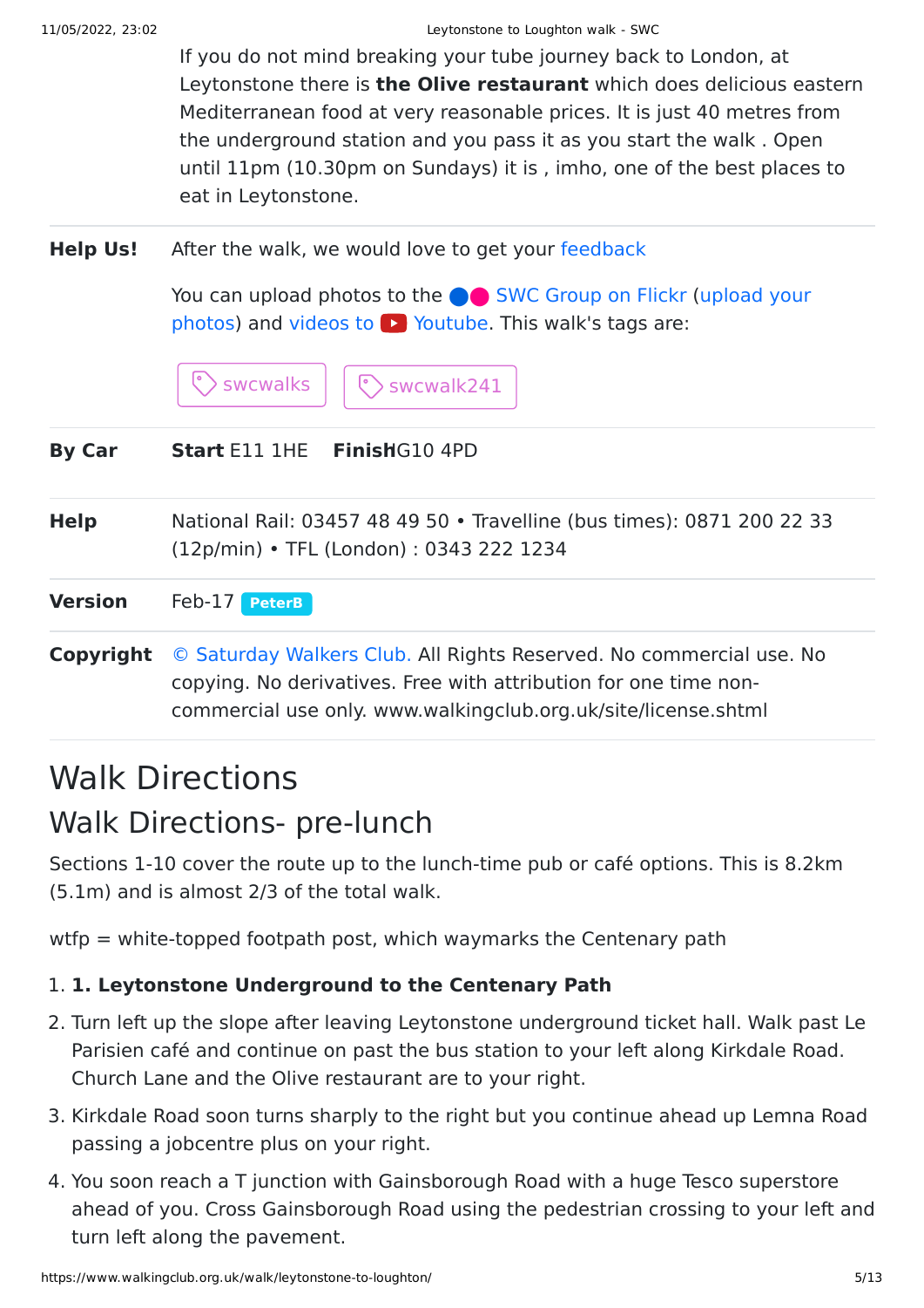If you do not mind breaking your tube journey back to London, at Leytonstone there is **the Olive restaurant** which does delicious eastern Mediterranean food at very reasonable prices. It is just 40 metres from the underground station and you pass it as you start the walk . Open until 11pm (10.30pm on Sundays) it is , imho, one of the best places to eat in Leytonstone.

| | |
|---|---|
| **Help Us!** | After the walk, we would love to get your feedback<br><br>You can upload photos to the SWC Group on Flickr (upload your photos) and videos to Youtube. This walk's tags are:<br><br>swcwalks &nbsp; swcwalk241 |
| **By Car** | **Start** E11 1HE &nbsp;&nbsp; **Finish** IG10 4PD |
| **Help** | National Rail: 03457 48 49 50 • Travelline (bus times): 0871 200 22 33 (12p/min) • TFL (London) : 0343 222 1234 |
| **Version** | Feb-17 PeterB |
| **Copyright** | © Saturday Walkers Club. All Rights Reserved. No commercial use. No copying. No derivatives. Free with attribution for one time non-commercial use only. www.walkingclub.org.uk/site/license.shtml |

# Walk Directions

## Walk Directions- pre-lunch

Sections 1-10 cover the route up to the lunch-time pub or café options. This is 8.2km (5.1m) and is almost 2/3 of the total walk.

wtfp = white-topped footpath post, which waymarks the Centenary path

1. **1. Leytonstone Underground to the Centenary Path**
2. Turn left up the slope after leaving Leytonstone underground ticket hall. Walk past Le Parisien café and continue on past the bus station to your left along Kirkdale Road. Church Lane and the Olive restaurant are to your right.
3. Kirkdale Road soon turns sharply to the right but you continue ahead up Lemna Road passing a jobcentre plus on your right.
4. You soon reach a T junction with Gainsborough Road with a huge Tesco superstore ahead of you. Cross Gainsborough Road using the pedestrian crossing to your left and turn left along the pavement.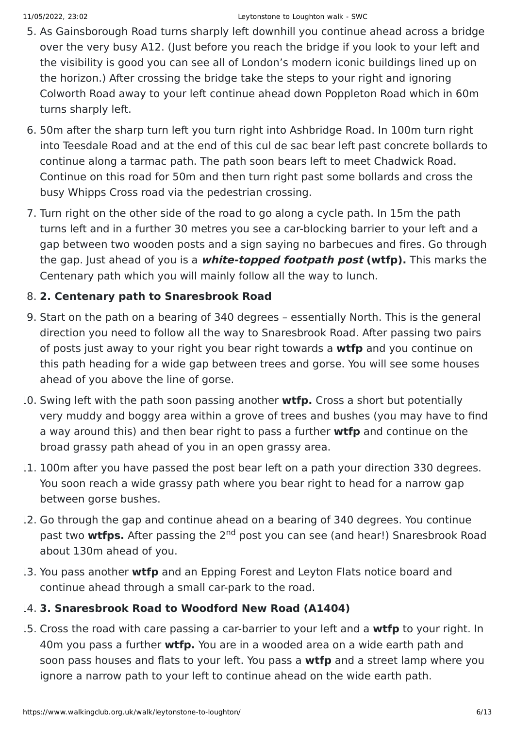5. As Gainsborough Road turns sharply left downhill you continue ahead across a bridge over the very busy A12. (Just before you reach the bridge if you look to your left and the visibility is good you can see all of London's modern iconic buildings lined up on the horizon.) After crossing the bridge take the steps to your right and ignoring Colworth Road away to your left continue ahead down Poppleton Road which in 60m turns sharply left.
6. 50m after the sharp turn left you turn right into Ashbridge Road. In 100m turn right into Teesdale Road and at the end of this cul de sac bear left past concrete bollards to continue along a tarmac path. The path soon bears left to meet Chadwick Road. Continue on this road for 50m and then turn right past some bollards and cross the busy Whipps Cross road via the pedestrian crossing.
7. Turn right on the other side of the road to go along a cycle path. In 15m the path turns left and in a further 30 metres you see a car-blocking barrier to your left and a gap between two wooden posts and a sign saying no barbecues and fires. Go through the gap. Just ahead of you is a ***white-topped footpath post*** **(wtfp).** This marks the Centenary path which you will mainly follow all the way to lunch.
8. **2. Centenary path to Snaresbrook Road**
9. Start on the path on a bearing of 340 degrees – essentially North. This is the general direction you need to follow all the way to Snaresbrook Road. After passing two pairs of posts just away to your right you bear right towards a **wtfp** and you continue on this path heading for a wide gap between trees and gorse. You will see some houses ahead of you above the line of gorse.
10. Swing left with the path soon passing another **wtfp.** Cross a short but potentially very muddy and boggy area within a grove of trees and bushes (you may have to find a way around this) and then bear right to pass a further **wtfp** and continue on the broad grassy path ahead of you in an open grassy area.
11. 100m after you have passed the post bear left on a path your direction 330 degrees. You soon reach a wide grassy path where you bear right to head for a narrow gap between gorse bushes.
12. Go through the gap and continue ahead on a bearing of 340 degrees. You continue past two **wtfps.** After passing the 2nd post you can see (and hear!) Snaresbrook Road about 130m ahead of you.
13. You pass another **wtfp** and an Epping Forest and Leyton Flats notice board and continue ahead through a small car-park to the road.
14. **3. Snaresbrook Road to Woodford New Road (A1404)**
15. Cross the road with care passing a car-barrier to your left and a **wtfp** to your right. In 40m you pass a further **wtfp.** You are in a wooded area on a wide earth path and soon pass houses and flats to your left. You pass a **wtfp** and a street lamp where you ignore a narrow path to your left to continue ahead on the wide earth path.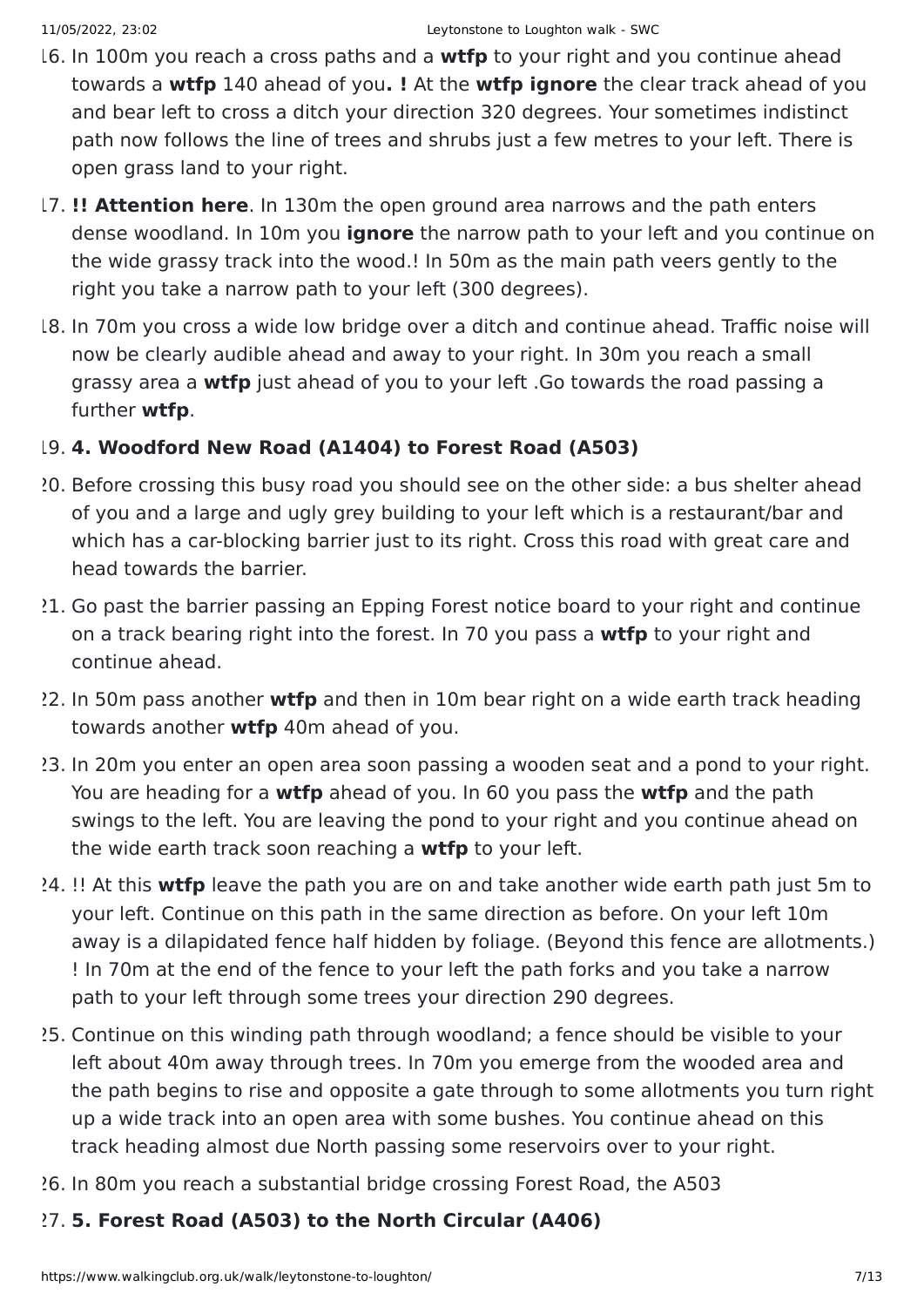16. In 100m you reach a cross paths and a **wtfp** to your right and you continue ahead towards a **wtfp** 140 ahead of you**. !** At the **wtfp ignore** the clear track ahead of you and bear left to cross a ditch your direction 320 degrees. Your sometimes indistinct path now follows the line of trees and shrubs just a few metres to your left. There is open grass land to your right.
17. **!! Attention here**. In 130m the open ground area narrows and the path enters dense woodland. In 10m you **ignore** the narrow path to your left and you continue on the wide grassy track into the wood.! In 50m as the main path veers gently to the right you take a narrow path to your left (300 degrees).
18. In 70m you cross a wide low bridge over a ditch and continue ahead. Traffic noise will now be clearly audible ahead and away to your right. In 30m you reach a small grassy area a **wtfp** just ahead of you to your left .Go towards the road passing a further **wtfp**.
19. **4. Woodford New Road (A1404) to Forest Road (A503)**
20. Before crossing this busy road you should see on the other side: a bus shelter ahead of you and a large and ugly grey building to your left which is a restaurant/bar and which has a car-blocking barrier just to its right. Cross this road with great care and head towards the barrier.
21. Go past the barrier passing an Epping Forest notice board to your right and continue on a track bearing right into the forest. In 70 you pass a **wtfp** to your right and continue ahead.
22. In 50m pass another **wtfp** and then in 10m bear right on a wide earth track heading towards another **wtfp** 40m ahead of you.
23. In 20m you enter an open area soon passing a wooden seat and a pond to your right. You are heading for a **wtfp** ahead of you. In 60 you pass the **wtfp** and the path swings to the left. You are leaving the pond to your right and you continue ahead on the wide earth track soon reaching a **wtfp** to your left.
24. !! At this **wtfp** leave the path you are on and take another wide earth path just 5m to your left. Continue on this path in the same direction as before. On your left 10m away is a dilapidated fence half hidden by foliage. (Beyond this fence are allotments.) ! In 70m at the end of the fence to your left the path forks and you take a narrow path to your left through some trees your direction 290 degrees.
25. Continue on this winding path through woodland; a fence should be visible to your left about 40m away through trees. In 70m you emerge from the wooded area and the path begins to rise and opposite a gate through to some allotments you turn right up a wide track into an open area with some bushes. You continue ahead on this track heading almost due North passing some reservoirs over to your right.
26. In 80m you reach a substantial bridge crossing Forest Road, the A503
27. **5. Forest Road (A503) to the North Circular (A406)**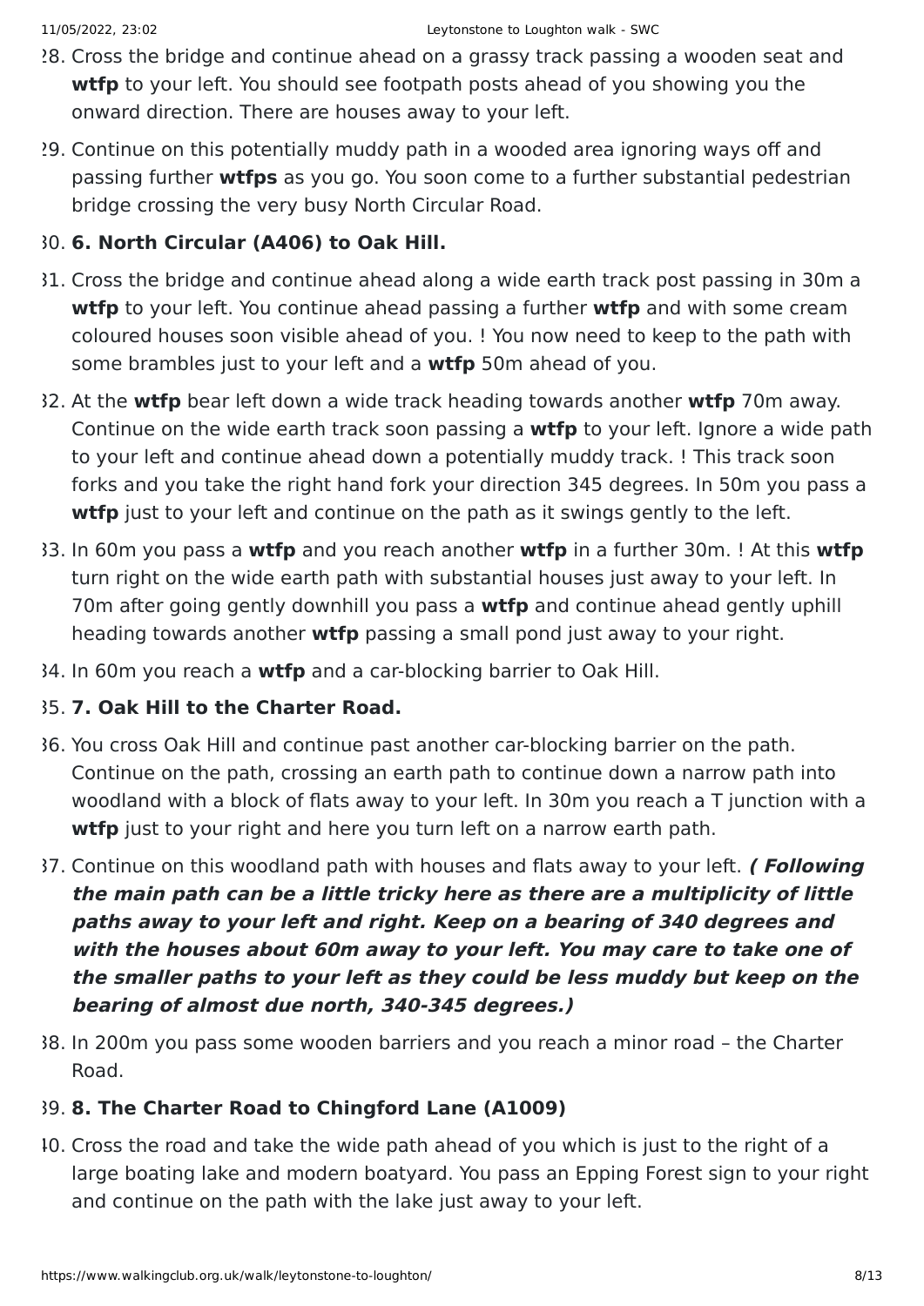28. Cross the bridge and continue ahead on a grassy track passing a wooden seat and **wtfp** to your left. You should see footpath posts ahead of you showing you the onward direction. There are houses away to your left.
29. Continue on this potentially muddy path in a wooded area ignoring ways off and passing further **wtfps** as you go. You soon come to a further substantial pedestrian bridge crossing the very busy North Circular Road.
30. **6. North Circular (A406) to Oak Hill.**
31. Cross the bridge and continue ahead along a wide earth track post passing in 30m a **wtfp** to your left. You continue ahead passing a further **wtfp** and with some cream coloured houses soon visible ahead of you. ! You now need to keep to the path with some brambles just to your left and a **wtfp** 50m ahead of you.
32. At the **wtfp** bear left down a wide track heading towards another **wtfp** 70m away. Continue on the wide earth track soon passing a **wtfp** to your left. Ignore a wide path to your left and continue ahead down a potentially muddy track. ! This track soon forks and you take the right hand fork your direction 345 degrees. In 50m you pass a **wtfp** just to your left and continue on the path as it swings gently to the left.
33. In 60m you pass a **wtfp** and you reach another **wtfp** in a further 30m. ! At this **wtfp** turn right on the wide earth path with substantial houses just away to your left. In 70m after going gently downhill you pass a **wtfp** and continue ahead gently uphill heading towards another **wtfp** passing a small pond just away to your right.
34. In 60m you reach a **wtfp** and a car-blocking barrier to Oak Hill.
35. **7. Oak Hill to the Charter Road.**
36. You cross Oak Hill and continue past another car-blocking barrier on the path. Continue on the path, crossing an earth path to continue down a narrow path into woodland with a block of flats away to your left. In 30m you reach a T junction with a **wtfp** just to your right and here you turn left on a narrow earth path.
37. Continue on this woodland path with houses and flats away to your left. ***( Following the main path can be a little tricky here as there are a multiplicity of little paths away to your left and right. Keep on a bearing of 340 degrees and with the houses about 60m away to your left. You may care to take one of the smaller paths to your left as they could be less muddy but keep on the bearing of almost due north, 340-345 degrees.)***
38. In 200m you pass some wooden barriers and you reach a minor road – the Charter Road.
39. **8. The Charter Road to Chingford Lane (A1009)**
40. Cross the road and take the wide path ahead of you which is just to the right of a large boating lake and modern boatyard. You pass an Epping Forest sign to your right and continue on the path with the lake just away to your left.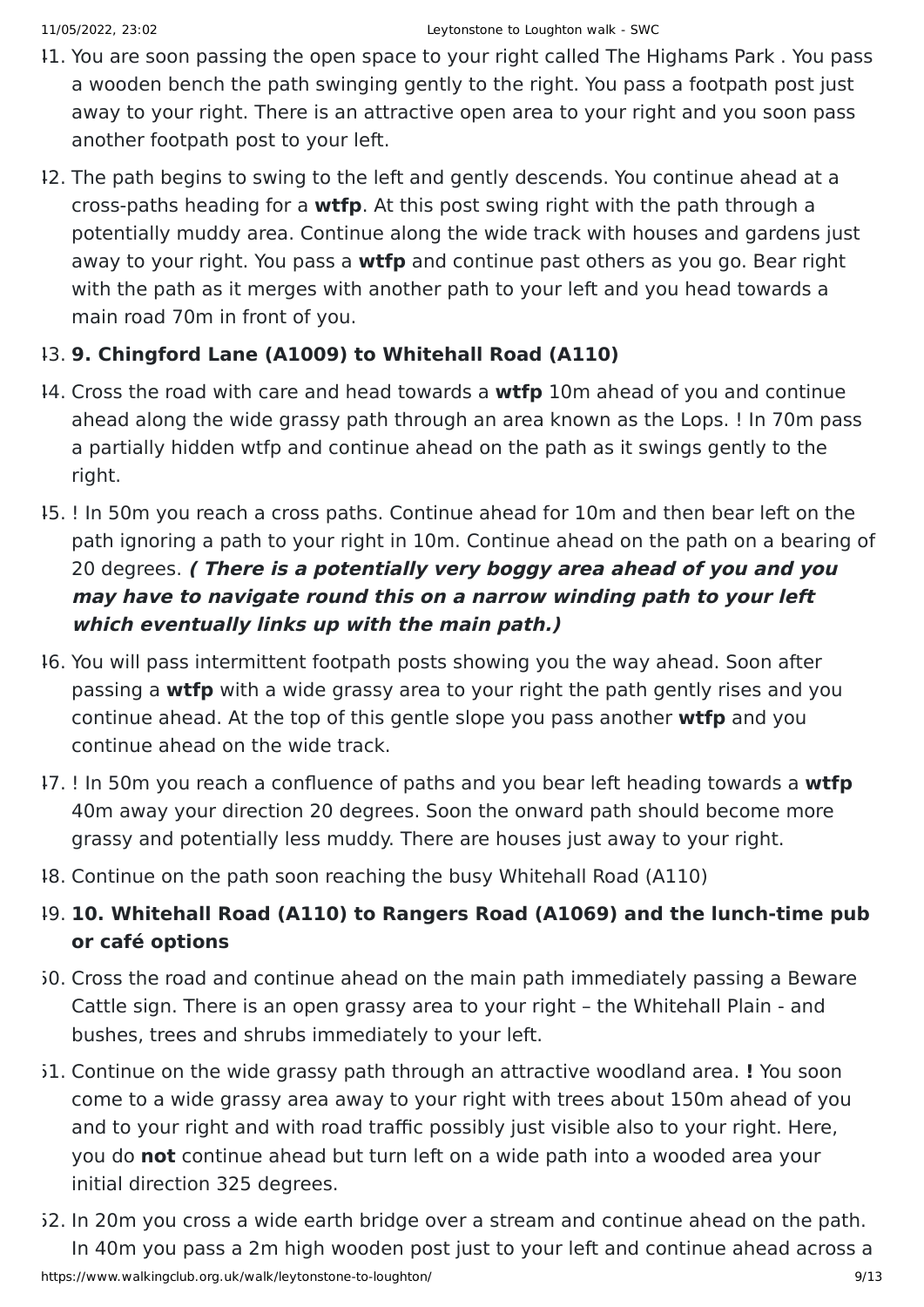41. You are soon passing the open space to your right called The Highams Park . You pass a wooden bench the path swinging gently to the right. You pass a footpath post just away to your right. There is an attractive open area to your right and you soon pass another footpath post to your left.
42. The path begins to swing to the left and gently descends. You continue ahead at a cross-paths heading for a **wtfp**. At this post swing right with the path through a potentially muddy area. Continue along the wide track with houses and gardens just away to your right. You pass a **wtfp** and continue past others as you go. Bear right with the path as it merges with another path to your left and you head towards a main road 70m in front of you.
43. **9. Chingford Lane (A1009) to Whitehall Road (A110)**
44. Cross the road with care and head towards a **wtfp** 10m ahead of you and continue ahead along the wide grassy path through an area known as the Lops. ! In 70m pass a partially hidden wtfp and continue ahead on the path as it swings gently to the right.
45. ! In 50m you reach a cross paths. Continue ahead for 10m and then bear left on the path ignoring a path to your right in 10m. Continue ahead on the path on a bearing of 20 degrees. ***( There is a potentially very boggy area ahead of you and you may have to navigate round this on a narrow winding path to your left which eventually links up with the main path.)***
46. You will pass intermittent footpath posts showing you the way ahead. Soon after passing a **wtfp** with a wide grassy area to your right the path gently rises and you continue ahead. At the top of this gentle slope you pass another **wtfp** and you continue ahead on the wide track.
47. ! In 50m you reach a confluence of paths and you bear left heading towards a **wtfp** 40m away your direction 20 degrees. Soon the onward path should become more grassy and potentially less muddy. There are houses just away to your right.
48. Continue on the path soon reaching the busy Whitehall Road (A110)
49. **10. Whitehall Road (A110) to Rangers Road (A1069) and the lunch-time pub or café options**
50. Cross the road and continue ahead on the main path immediately passing a Beware Cattle sign. There is an open grassy area to your right – the Whitehall Plain - and bushes, trees and shrubs immediately to your left.
51. Continue on the wide grassy path through an attractive woodland area. **!** You soon come to a wide grassy area away to your right with trees about 150m ahead of you and to your right and with road traffic possibly just visible also to your right. Here, you do **not** continue ahead but turn left on a wide path into a wooded area your initial direction 325 degrees.
52. In 20m you cross a wide earth bridge over a stream and continue ahead on the path. In 40m you pass a 2m high wooden post just to your left and continue ahead across a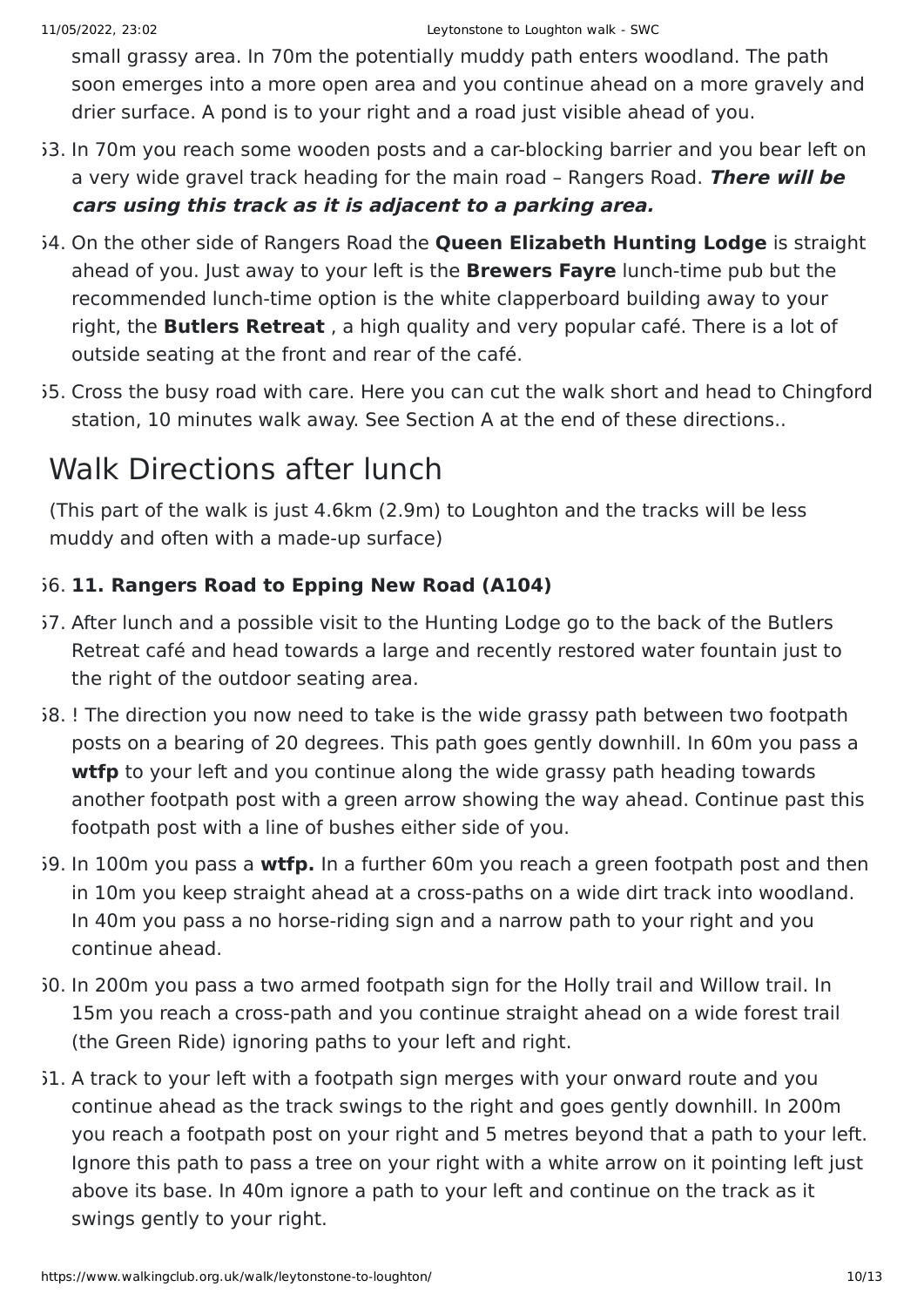small grassy area. In 70m the potentially muddy path enters woodland. The path soon emerges into a more open area and you continue ahead on a more gravely and drier surface. A pond is to your right and a road just visible ahead of you.

53. In 70m you reach some wooden posts and a car-blocking barrier and you bear left on a very wide gravel track heading for the main road – Rangers Road. ***There will be cars using this track as it is adjacent to a parking area.***
54. On the other side of Rangers Road the **Queen Elizabeth Hunting Lodge** is straight ahead of you. Just away to your left is the **Brewers Fayre** lunch-time pub but the recommended lunch-time option is the white clapperboard building away to your right, the **Butlers Retreat** , a high quality and very popular café. There is a lot of outside seating at the front and rear of the café.
55. Cross the busy road with care. Here you can cut the walk short and head to Chingford station, 10 minutes walk away. See Section A at the end of these directions..

## Walk Directions after lunch

(This part of the walk is just 4.6km (2.9m) to Loughton and the tracks will be less muddy and often with a made-up surface)

56. **11. Rangers Road to Epping New Road (A104)**
57. After lunch and a possible visit to the Hunting Lodge go to the back of the Butlers Retreat café and head towards a large and recently restored water fountain just to the right of the outdoor seating area.
58. ! The direction you now need to take is the wide grassy path between two footpath posts on a bearing of 20 degrees. This path goes gently downhill. In 60m you pass a **wtfp** to your left and you continue along the wide grassy path heading towards another footpath post with a green arrow showing the way ahead. Continue past this footpath post with a line of bushes either side of you.
59. In 100m you pass a **wtfp.** In a further 60m you reach a green footpath post and then in 10m you keep straight ahead at a cross-paths on a wide dirt track into woodland. In 40m you pass a no horse-riding sign and a narrow path to your right and you continue ahead.
60. In 200m you pass a two armed footpath sign for the Holly trail and Willow trail. In 15m you reach a cross-path and you continue straight ahead on a wide forest trail (the Green Ride) ignoring paths to your left and right.
61. A track to your left with a footpath sign merges with your onward route and you continue ahead as the track swings to the right and goes gently downhill. In 200m you reach a footpath post on your right and 5 metres beyond that a path to your left. Ignore this path to pass a tree on your right with a white arrow on it pointing left just above its base. In 40m ignore a path to your left and continue on the track as it swings gently to your right.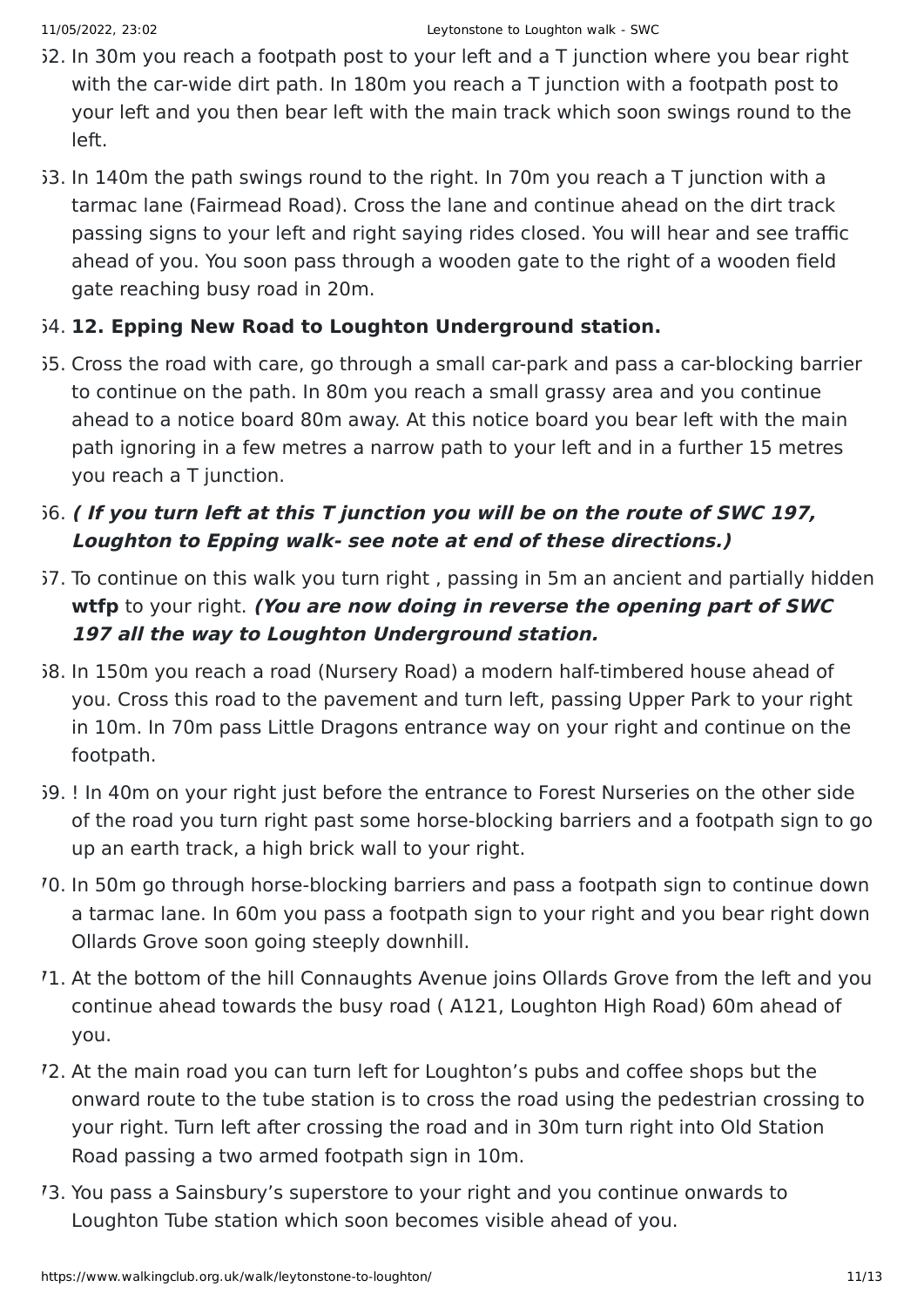62. In 30m you reach a footpath post to your left and a T junction where you bear right with the car-wide dirt path. In 180m you reach a T junction with a footpath post to your left and you then bear left with the main track which soon swings round to the left.
63. In 140m the path swings round to the right. In 70m you reach a T junction with a tarmac lane (Fairmead Road). Cross the lane and continue ahead on the dirt track passing signs to your left and right saying rides closed. You will hear and see traffic ahead of you. You soon pass through a wooden gate to the right of a wooden field gate reaching busy road in 20m.
64. **12. Epping New Road to Loughton Underground station.**
65. Cross the road with care, go through a small car-park and pass a car-blocking barrier to continue on the path. In 80m you reach a small grassy area and you continue ahead to a notice board 80m away. At this notice board you bear left with the main path ignoring in a few metres a narrow path to your left and in a further 15 metres you reach a T junction.
66. ***( If you turn left at this T junction you will be on the route of SWC 197, Loughton to Epping walk- see note at end of these directions.)***
67. To continue on this walk you turn right , passing in 5m an ancient and partially hidden **wtfp** to your right. ***(You are now doing in reverse the opening part of SWC 197 all the way to Loughton Underground station.***
68. In 150m you reach a road (Nursery Road) a modern half-timbered house ahead of you. Cross this road to the pavement and turn left, passing Upper Park to your right in 10m. In 70m pass Little Dragons entrance way on your right and continue on the footpath.
69. ! In 40m on your right just before the entrance to Forest Nurseries on the other side of the road you turn right past some horse-blocking barriers and a footpath sign to go up an earth track, a high brick wall to your right.
70. In 50m go through horse-blocking barriers and pass a footpath sign to continue down a tarmac lane. In 60m you pass a footpath sign to your right and you bear right down Ollards Grove soon going steeply downhill.
71. At the bottom of the hill Connaughts Avenue joins Ollards Grove from the left and you continue ahead towards the busy road ( A121, Loughton High Road) 60m ahead of you.
72. At the main road you can turn left for Loughton's pubs and coffee shops but the onward route to the tube station is to cross the road using the pedestrian crossing to your right. Turn left after crossing the road and in 30m turn right into Old Station Road passing a two armed footpath sign in 10m.
73. You pass a Sainsbury's superstore to your right and you continue onwards to Loughton Tube station which soon becomes visible ahead of you.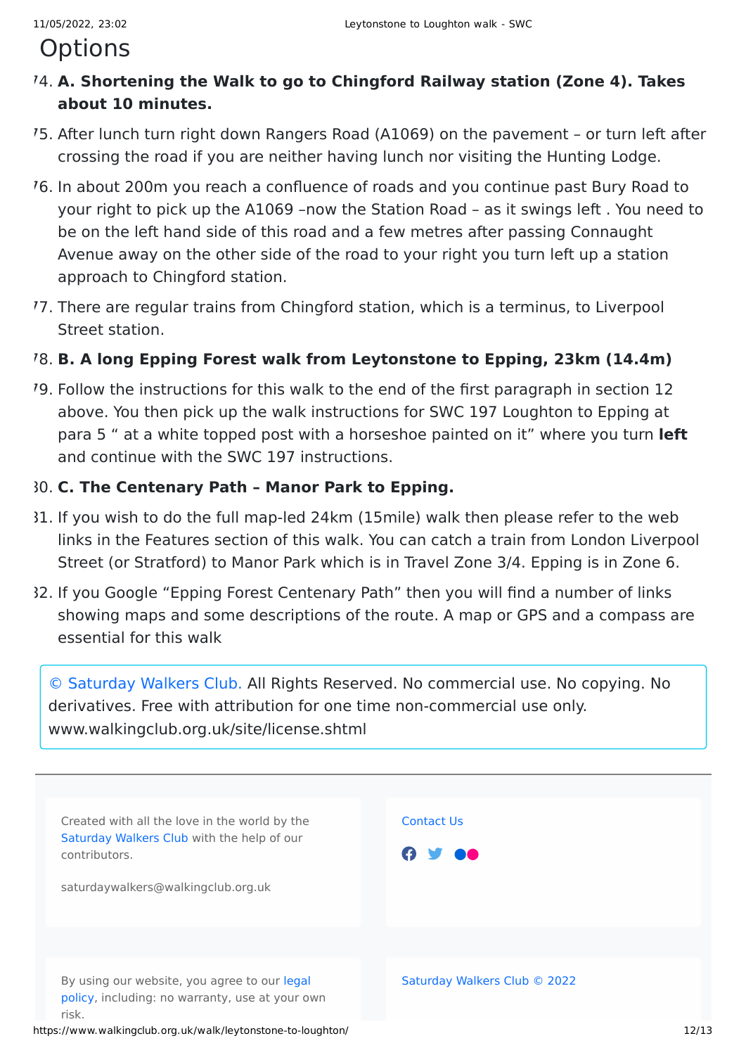## Options

74. **A. Shortening the Walk to go to Chingford Railway station (Zone 4). Takes about 10 minutes.**
75. After lunch turn right down Rangers Road (A1069) on the pavement – or turn left after crossing the road if you are neither having lunch nor visiting the Hunting Lodge.
76. In about 200m you reach a confluence of roads and you continue past Bury Road to your right to pick up the A1069 –now the Station Road – as it swings left . You need to be on the left hand side of this road and a few metres after passing Connaught Avenue away on the other side of the road to your right you turn left up a station approach to Chingford station.
77. There are regular trains from Chingford station, which is a terminus, to Liverpool Street station.
78. **B. A long Epping Forest walk from Leytonstone to Epping, 23km (14.4m)**
79. Follow the instructions for this walk to the end of the first paragraph in section 12 above. You then pick up the walk instructions for SWC 197 Loughton to Epping at para 5 " at a white topped post with a horseshoe painted on it" where you turn **left** and continue with the SWC 197 instructions.
80. **C. The Centenary Path – Manor Park to Epping.**
81. If you wish to do the full map-led 24km (15mile) walk then please refer to the web links in the Features section of this walk. You can catch a train from London Liverpool Street (or Stratford) to Manor Park which is in Travel Zone 3/4. Epping is in Zone 6.
82. If you Google "Epping Forest Centenary Path" then you will find a number of links showing maps and some descriptions of the route. A map or GPS and a compass are essential for this walk

© Saturday Walkers Club. All Rights Reserved. No commercial use. No copying. No derivatives. Free with attribution for one time non-commercial use only. www.walkingclub.org.uk/site/license.shtml

---

Created with all the love in the world by the Saturday Walkers Club with the help of our contributors.

saturdaywalkers@walkingclub.org.uk

Contact Us

By using our website, you agree to our legal policy, including: no warranty, use at your own risk.

Saturday Walkers Club © 2022